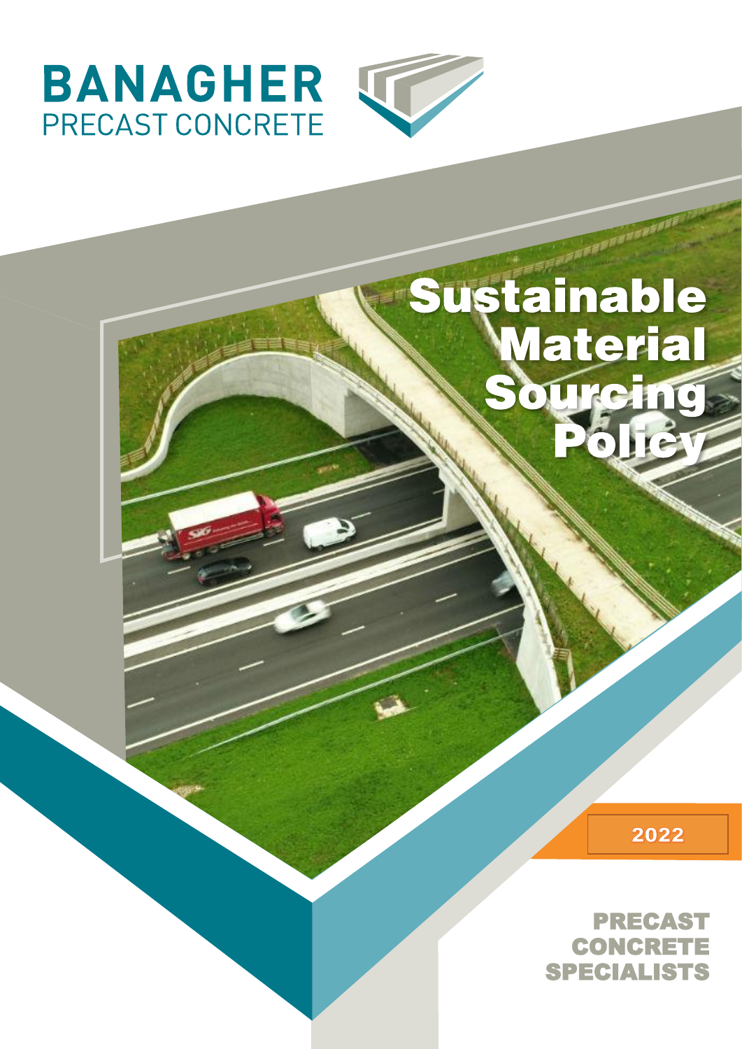# BANAGHER
PRECAST CONCRETE

# Sustainable Material Sourcing Policy

2022

**PRECAST CONCRETE SPECIALISTS**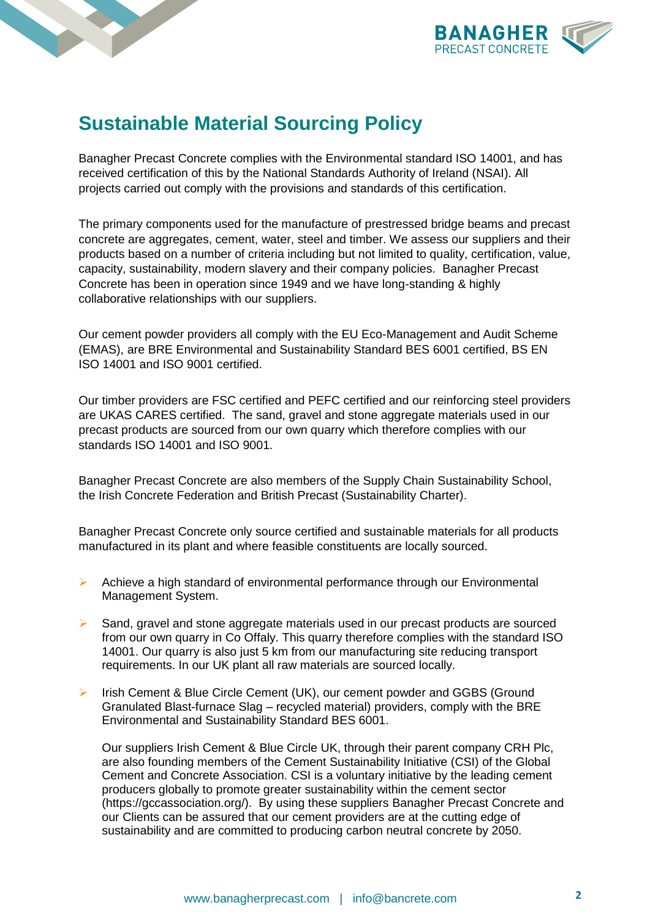# Sustainable Material Sourcing Policy

Banagher Precast Concrete complies with the Environmental standard ISO 14001, and has received certification of this by the National Standards Authority of Ireland (NSAI). All projects carried out comply with the provisions and standards of this certification.

The primary components used for the manufacture of prestressed bridge beams and precast concrete are aggregates, cement, water, steel and timber. We assess our suppliers and their products based on a number of criteria including but not limited to quality, certification, value, capacity, sustainability, modern slavery and their company policies. Banagher Precast Concrete has been in operation since 1949 and we have long-standing & highly collaborative relationships with our suppliers.

Our cement powder providers all comply with the EU Eco-Management and Audit Scheme (EMAS), are BRE Environmental and Sustainability Standard BES 6001 certified, BS EN ISO 14001 and ISO 9001 certified.

Our timber providers are FSC certified and PEFC certified and our reinforcing steel providers are UKAS CARES certified. The sand, gravel and stone aggregate materials used in our precast products are sourced from our own quarry which therefore complies with our standards ISO 14001 and ISO 9001.

Banagher Precast Concrete are also members of the Supply Chain Sustainability School, the Irish Concrete Federation and British Precast (Sustainability Charter).

Banagher Precast Concrete only source certified and sustainable materials for all products manufactured in its plant and where feasible constituents are locally sourced.

- Achieve a high standard of environmental performance through our Environmental Management System.
- Sand, gravel and stone aggregate materials used in our precast products are sourced from our own quarry in Co Offaly. This quarry therefore complies with the standard ISO 14001. Our quarry is also just 5 km from our manufacturing site reducing transport requirements. In our UK plant all raw materials are sourced locally.
- Irish Cement & Blue Circle Cement (UK), our cement powder and GGBS (Ground Granulated Blast-furnace Slag – recycled material) providers, comply with the BRE Environmental and Sustainability Standard BES 6001.

  Our suppliers Irish Cement & Blue Circle UK, through their parent company CRH Plc, are also founding members of the Cement Sustainability Initiative (CSI) of the Global Cement and Concrete Association. CSI is a voluntary initiative by the leading cement producers globally to promote greater sustainability within the cement sector (https://gccassociation.org/). By using these suppliers Banagher Precast Concrete and our Clients can be assured that our cement providers are at the cutting edge of sustainability and are committed to producing carbon neutral concrete by 2050.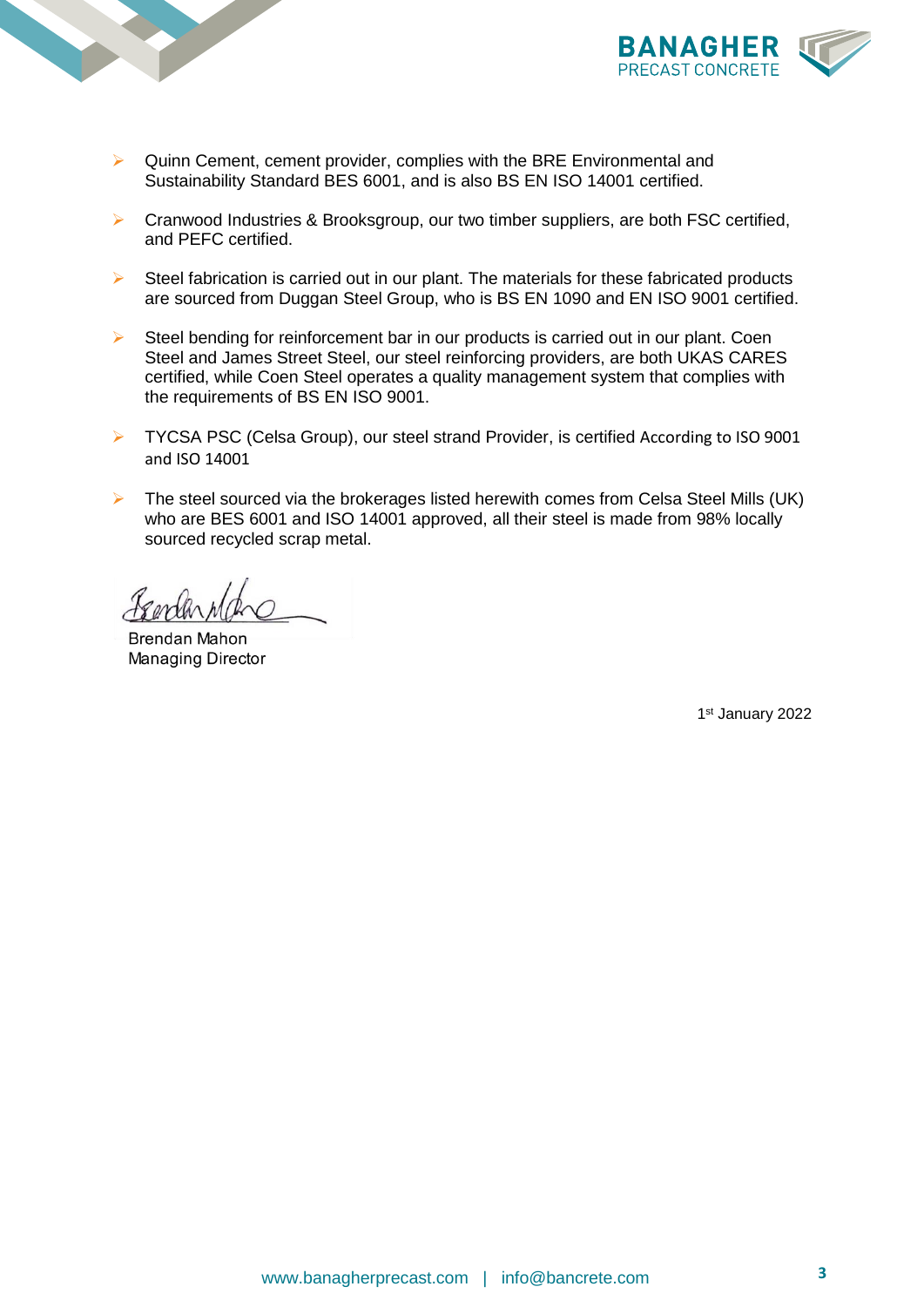- Quinn Cement, cement provider, complies with the BRE Environmental and Sustainability Standard BES 6001, and is also BS EN ISO 14001 certified.
- Cranwood Industries & Brooksgroup, our two timber suppliers, are both FSC certified, and PEFC certified.
- Steel fabrication is carried out in our plant. The materials for these fabricated products are sourced from Duggan Steel Group, who is BS EN 1090 and EN ISO 9001 certified.
- Steel bending for reinforcement bar in our products is carried out in our plant. Coen Steel and James Street Steel, our steel reinforcing providers, are both UKAS CARES certified, while Coen Steel operates a quality management system that complies with the requirements of BS EN ISO 9001.
- TYCSA PSC (Celsa Group), our steel strand Provider, is certified According to ISO 9001 and ISO 14001
- The steel sourced via the brokerages listed herewith comes from Celsa Steel Mills (UK) who are BES 6001 and ISO 14001 approved, all their steel is made from 98% locally sourced recycled scrap metal.

Brendan Mahon
Managing Director

1st January 2022

www.banagherprecast.com | info@bancrete.com